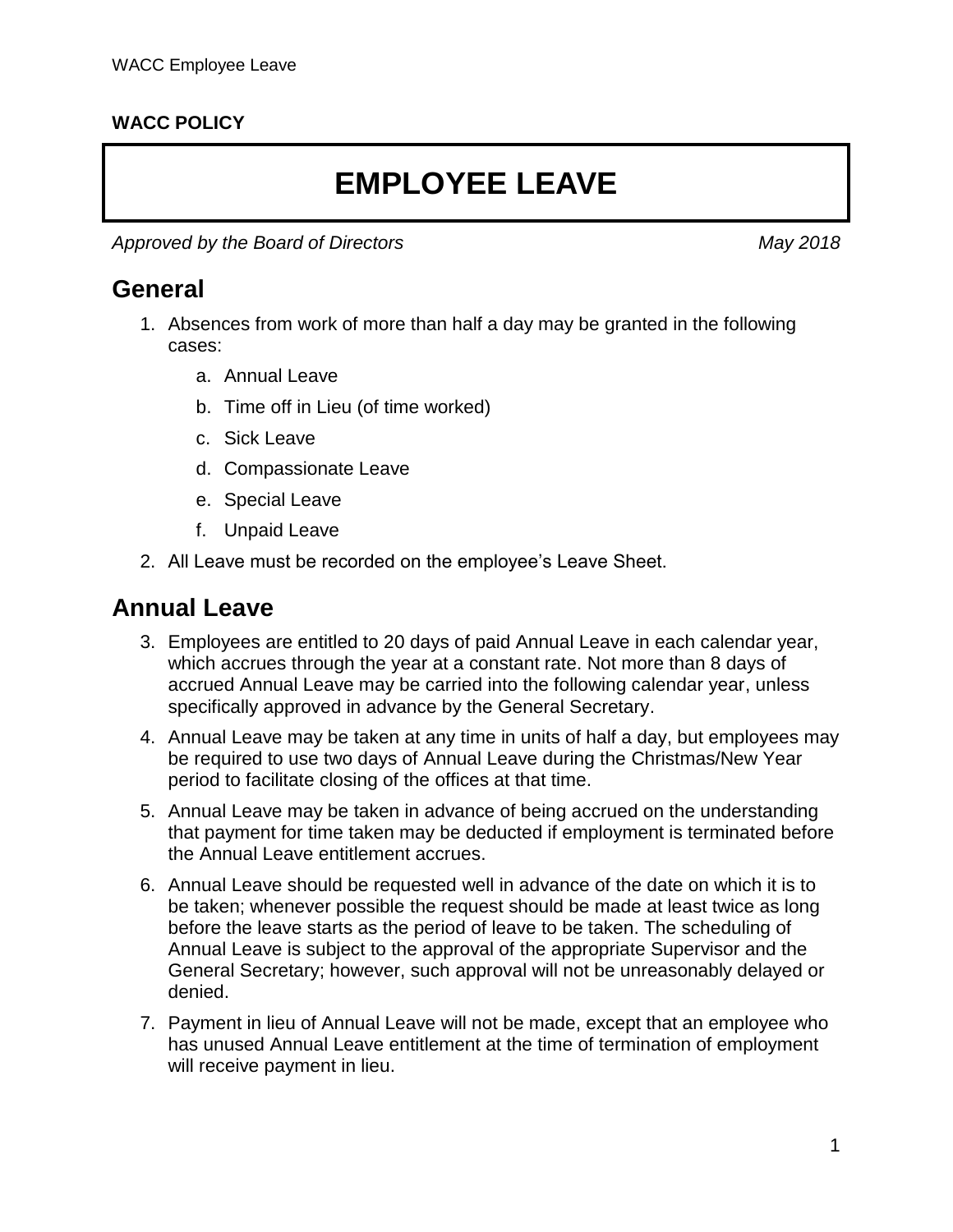**WACC POLICY**

# EMPLOYEE LEAVE

*Approved by the Board of Directors* *May 2018*

## General

1. Absences from work of more than half a day may be granted in the following cases:
    a. Annual Leave
    b. Time off in Lieu (of time worked)
    c. Sick Leave
    d. Compassionate Leave
    e. Special Leave
    f. Unpaid Leave
2. All Leave must be recorded on the employee's Leave Sheet.

## Annual Leave

3. Employees are entitled to 20 days of paid Annual Leave in each calendar year, which accrues through the year at a constant rate. Not more than 8 days of accrued Annual Leave may be carried into the following calendar year, unless specifically approved in advance by the General Secretary.
4. Annual Leave may be taken at any time in units of half a day, but employees may be required to use two days of Annual Leave during the Christmas/New Year period to facilitate closing of the offices at that time.
5. Annual Leave may be taken in advance of being accrued on the understanding that payment for time taken may be deducted if employment is terminated before the Annual Leave entitlement accrues.
6. Annual Leave should be requested well in advance of the date on which it is to be taken; whenever possible the request should be made at least twice as long before the leave starts as the period of leave to be taken. The scheduling of Annual Leave is subject to the approval of the appropriate Supervisor and the General Secretary; however, such approval will not be unreasonably delayed or denied.
7. Payment in lieu of Annual Leave will not be made, except that an employee who has unused Annual Leave entitlement at the time of termination of employment will receive payment in lieu.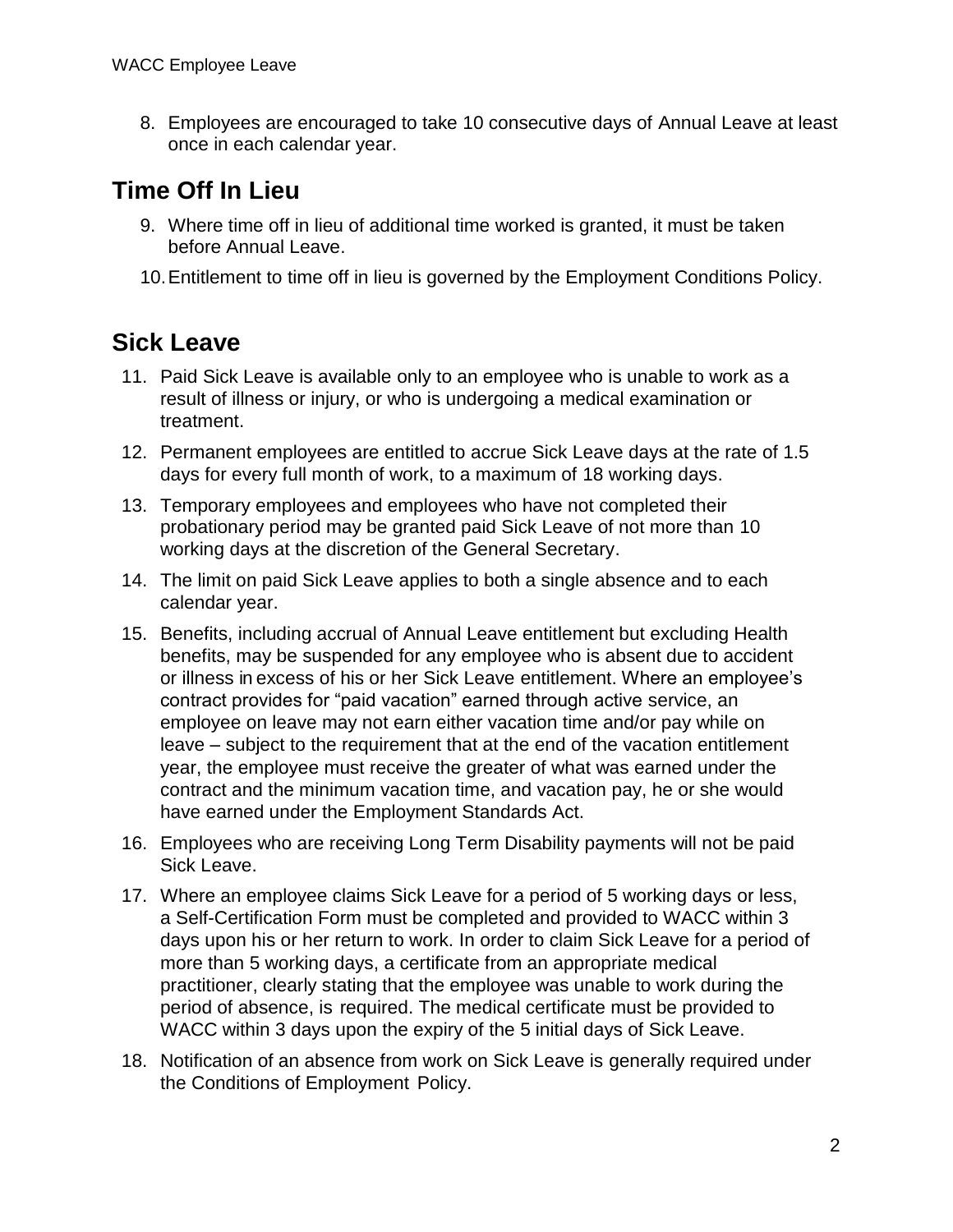8. Employees are encouraged to take 10 consecutive days of Annual Leave at least once in each calendar year.

## Time Off In Lieu

9. Where time off in lieu of additional time worked is granted, it must be taken before Annual Leave.
10. Entitlement to time off in lieu is governed by the Employment Conditions Policy.

## Sick Leave

11. Paid Sick Leave is available only to an employee who is unable to work as a result of illness or injury, or who is undergoing a medical examination or treatment.
12. Permanent employees are entitled to accrue Sick Leave days at the rate of 1.5 days for every full month of work, to a maximum of 18 working days.
13. Temporary employees and employees who have not completed their probationary period may be granted paid Sick Leave of not more than 10 working days at the discretion of the General Secretary.
14. The limit on paid Sick Leave applies to both a single absence and to each calendar year.
15. Benefits, including accrual of Annual Leave entitlement but excluding Health benefits, may be suspended for any employee who is absent due to accident or illness in excess of his or her Sick Leave entitlement. Where an employee's contract provides for "paid vacation" earned through active service, an employee on leave may not earn either vacation time and/or pay while on leave – subject to the requirement that at the end of the vacation entitlement year, the employee must receive the greater of what was earned under the contract and the minimum vacation time, and vacation pay, he or she would have earned under the Employment Standards Act.
16. Employees who are receiving Long Term Disability payments will not be paid Sick Leave.
17. Where an employee claims Sick Leave for a period of 5 working days or less, a Self-Certification Form must be completed and provided to WACC within 3 days upon his or her return to work. In order to claim Sick Leave for a period of more than 5 working days, a certificate from an appropriate medical practitioner, clearly stating that the employee was unable to work during the period of absence, is required. The medical certificate must be provided to WACC within 3 days upon the expiry of the 5 initial days of Sick Leave.
18. Notification of an absence from work on Sick Leave is generally required under the Conditions of Employment Policy.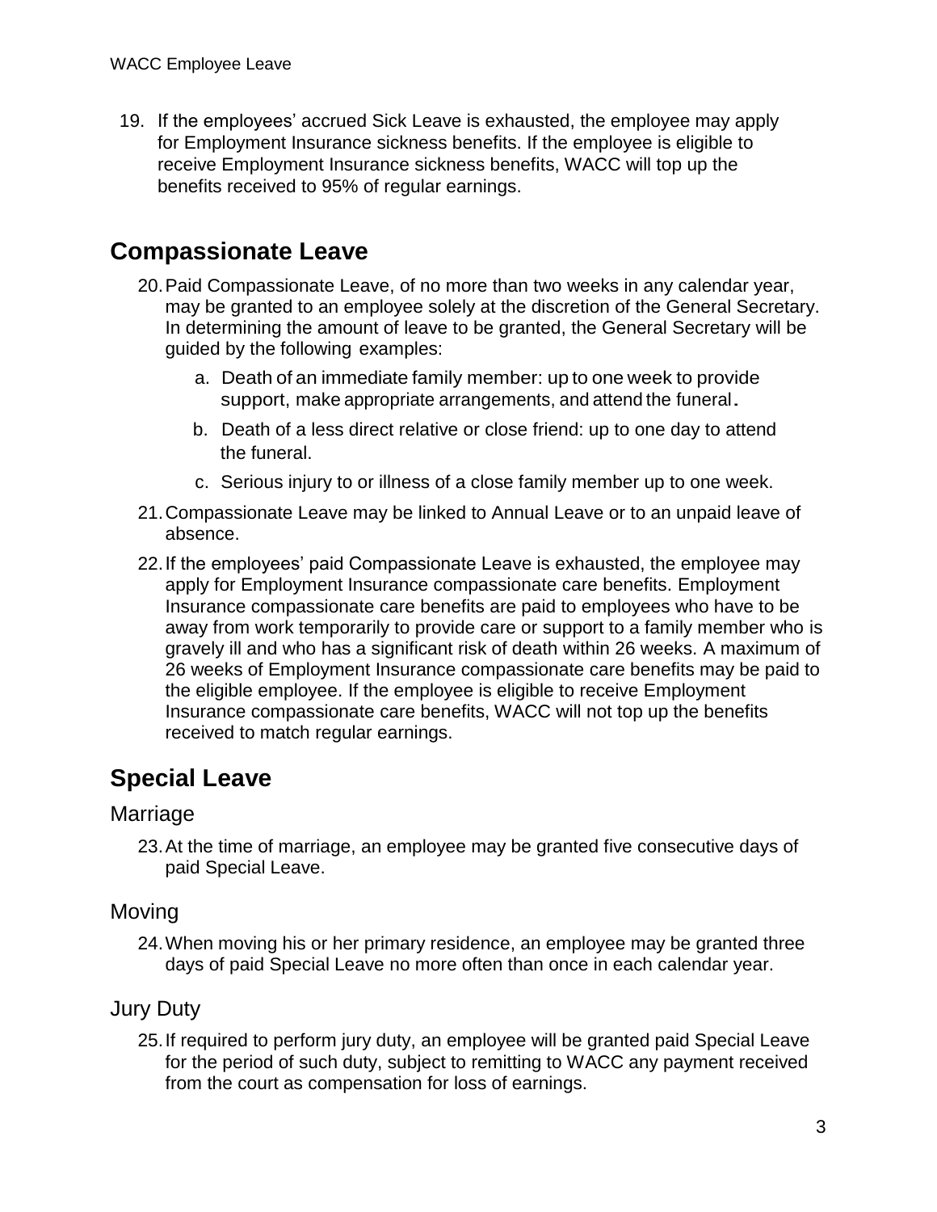19. If the employees' accrued Sick Leave is exhausted, the employee may apply for Employment Insurance sickness benefits. If the employee is eligible to receive Employment Insurance sickness benefits, WACC will top up the benefits received to 95% of regular earnings.

## Compassionate Leave

20. Paid Compassionate Leave, of no more than two weeks in any calendar year, may be granted to an employee solely at the discretion of the General Secretary. In determining the amount of leave to be granted, the General Secretary will be guided by the following examples:
    a. Death of an immediate family member: up to one week to provide support, make appropriate arrangements, and attend the funeral.
    b. Death of a less direct relative or close friend: up to one day to attend the funeral.
    c. Serious injury to or illness of a close family member up to one week.
21. Compassionate Leave may be linked to Annual Leave or to an unpaid leave of absence.
22. If the employees' paid Compassionate Leave is exhausted, the employee may apply for Employment Insurance compassionate care benefits. Employment Insurance compassionate care benefits are paid to employees who have to be away from work temporarily to provide care or support to a family member who is gravely ill and who has a significant risk of death within 26 weeks. A maximum of 26 weeks of Employment Insurance compassionate care benefits may be paid to the eligible employee. If the employee is eligible to receive Employment Insurance compassionate care benefits, WACC will not top up the benefits received to match regular earnings.

## Special Leave

### Marriage

23. At the time of marriage, an employee may be granted five consecutive days of paid Special Leave.

### Moving

24. When moving his or her primary residence, an employee may be granted three days of paid Special Leave no more often than once in each calendar year.

### Jury Duty

25. If required to perform jury duty, an employee will be granted paid Special Leave for the period of such duty, subject to remitting to WACC any payment received from the court as compensation for loss of earnings.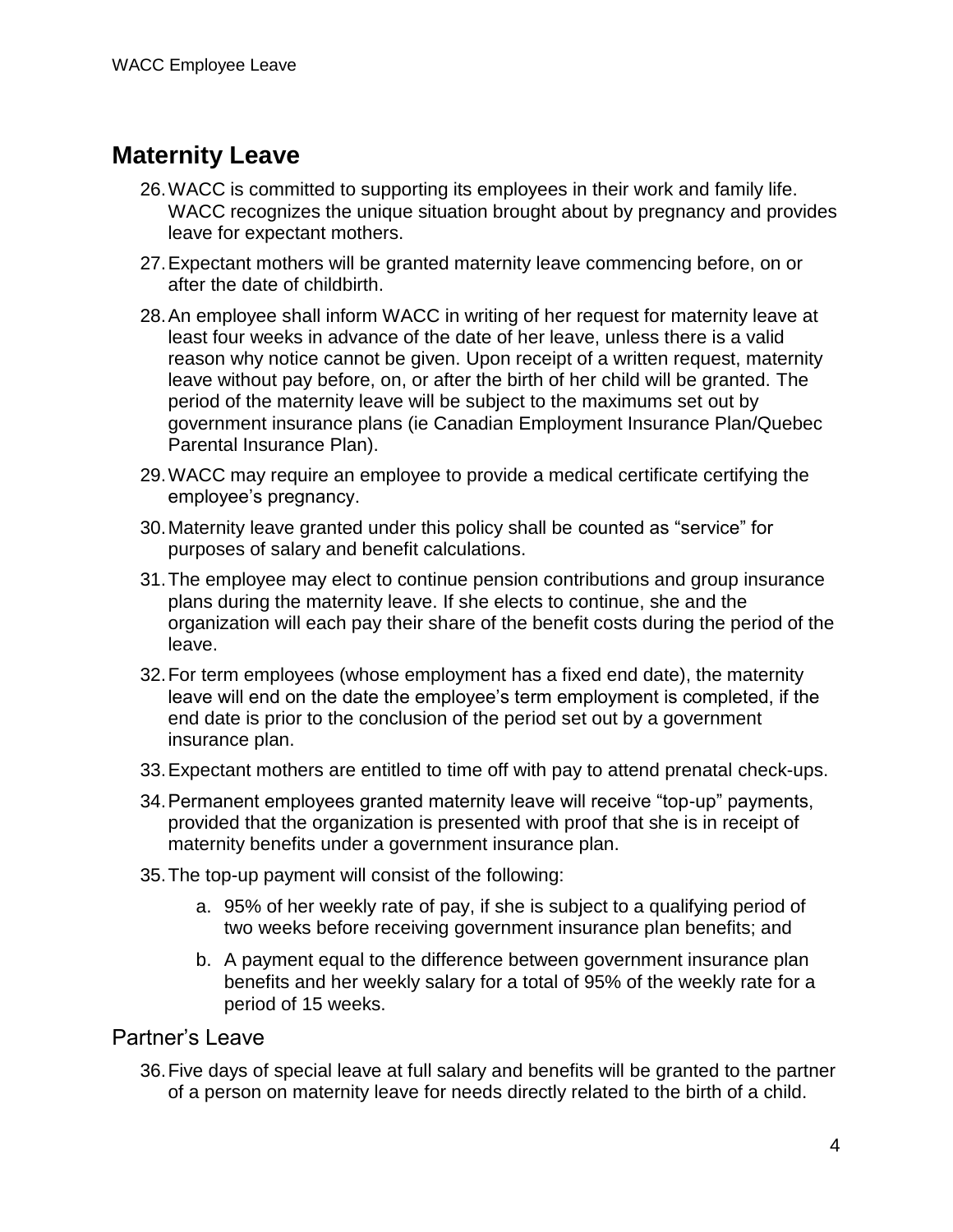## Maternity Leave

26. WACC is committed to supporting its employees in their work and family life. WACC recognizes the unique situation brought about by pregnancy and provides leave for expectant mothers.
27. Expectant mothers will be granted maternity leave commencing before, on or after the date of childbirth.
28. An employee shall inform WACC in writing of her request for maternity leave at least four weeks in advance of the date of her leave, unless there is a valid reason why notice cannot be given. Upon receipt of a written request, maternity leave without pay before, on, or after the birth of her child will be granted. The period of the maternity leave will be subject to the maximums set out by government insurance plans (ie Canadian Employment Insurance Plan/Quebec Parental Insurance Plan).
29. WACC may require an employee to provide a medical certificate certifying the employee's pregnancy.
30. Maternity leave granted under this policy shall be counted as "service" for purposes of salary and benefit calculations.
31. The employee may elect to continue pension contributions and group insurance plans during the maternity leave. If she elects to continue, she and the organization will each pay their share of the benefit costs during the period of the leave.
32. For term employees (whose employment has a fixed end date), the maternity leave will end on the date the employee's term employment is completed, if the end date is prior to the conclusion of the period set out by a government insurance plan.
33. Expectant mothers are entitled to time off with pay to attend prenatal check-ups.
34. Permanent employees granted maternity leave will receive "top-up" payments, provided that the organization is presented with proof that she is in receipt of maternity benefits under a government insurance plan.
35. The top-up payment will consist of the following:
    a. 95% of her weekly rate of pay, if she is subject to a qualifying period of two weeks before receiving government insurance plan benefits; and
    b. A payment equal to the difference between government insurance plan benefits and her weekly salary for a total of 95% of the weekly rate for a period of 15 weeks.

### Partner's Leave

36. Five days of special leave at full salary and benefits will be granted to the partner of a person on maternity leave for needs directly related to the birth of a child.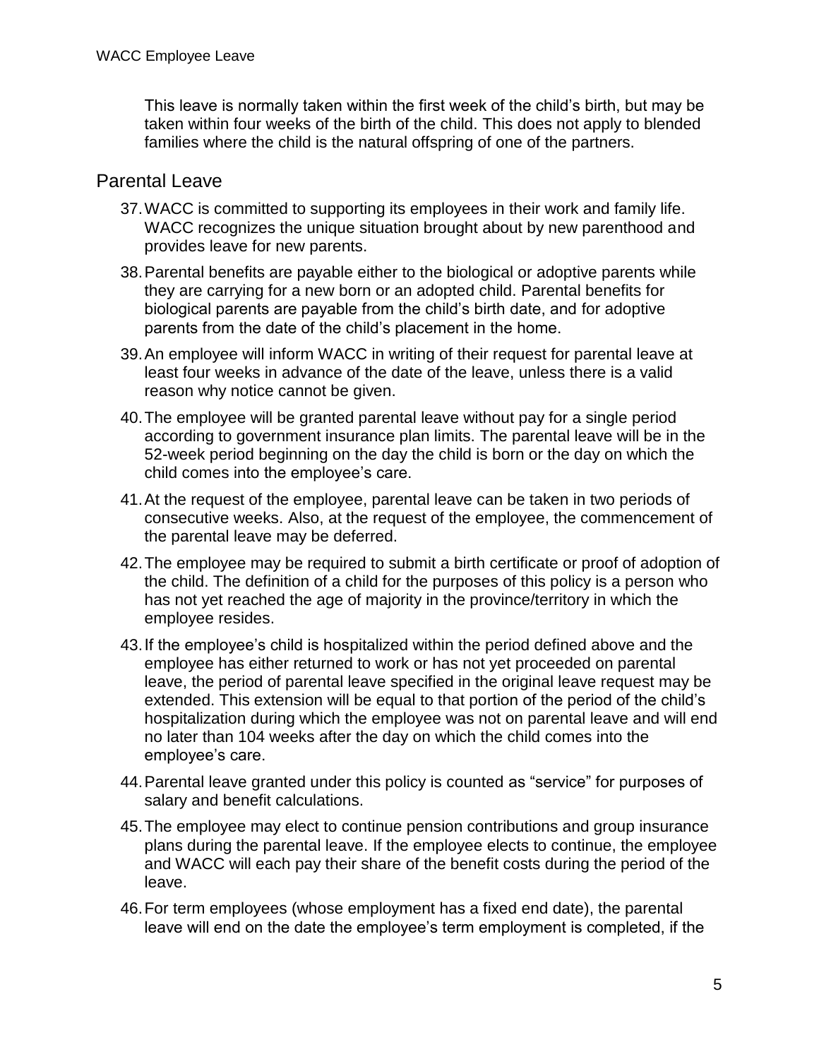This leave is normally taken within the first week of the child's birth, but may be taken within four weeks of the birth of the child. This does not apply to blended families where the child is the natural offspring of one of the partners.

## Parental Leave

37. WACC is committed to supporting its employees in their work and family life. WACC recognizes the unique situation brought about by new parenthood and provides leave for new parents.
38. Parental benefits are payable either to the biological or adoptive parents while they are carrying for a new born or an adopted child. Parental benefits for biological parents are payable from the child's birth date, and for adoptive parents from the date of the child's placement in the home.
39. An employee will inform WACC in writing of their request for parental leave at least four weeks in advance of the date of the leave, unless there is a valid reason why notice cannot be given.
40. The employee will be granted parental leave without pay for a single period according to government insurance plan limits. The parental leave will be in the 52-week period beginning on the day the child is born or the day on which the child comes into the employee's care.
41. At the request of the employee, parental leave can be taken in two periods of consecutive weeks. Also, at the request of the employee, the commencement of the parental leave may be deferred.
42. The employee may be required to submit a birth certificate or proof of adoption of the child. The definition of a child for the purposes of this policy is a person who has not yet reached the age of majority in the province/territory in which the employee resides.
43. If the employee's child is hospitalized within the period defined above and the employee has either returned to work or has not yet proceeded on parental leave, the period of parental leave specified in the original leave request may be extended. This extension will be equal to that portion of the period of the child's hospitalization during which the employee was not on parental leave and will end no later than 104 weeks after the day on which the child comes into the employee's care.
44. Parental leave granted under this policy is counted as "service" for purposes of salary and benefit calculations.
45. The employee may elect to continue pension contributions and group insurance plans during the parental leave. If the employee elects to continue, the employee and WACC will each pay their share of the benefit costs during the period of the leave.
46. For term employees (whose employment has a fixed end date), the parental leave will end on the date the employee's term employment is completed, if the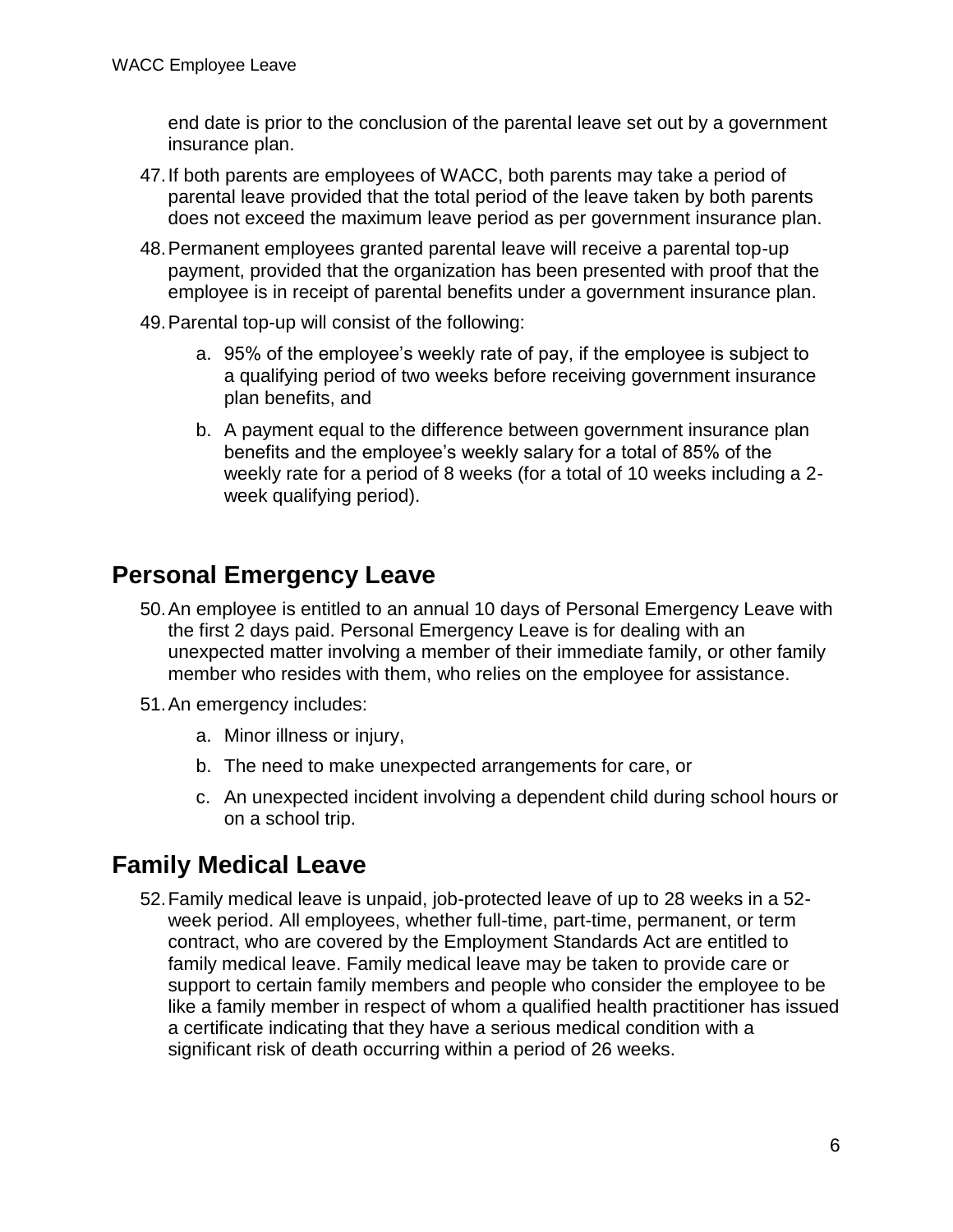end date is prior to the conclusion of the parental leave set out by a government insurance plan.

47. If both parents are employees of WACC, both parents may take a period of parental leave provided that the total period of the leave taken by both parents does not exceed the maximum leave period as per government insurance plan.
48. Permanent employees granted parental leave will receive a parental top-up payment, provided that the organization has been presented with proof that the employee is in receipt of parental benefits under a government insurance plan.
49. Parental top-up will consist of the following:
    a. 95% of the employee's weekly rate of pay, if the employee is subject to a qualifying period of two weeks before receiving government insurance plan benefits, and
    b. A payment equal to the difference between government insurance plan benefits and the employee's weekly salary for a total of 85% of the weekly rate for a period of 8 weeks (for a total of 10 weeks including a 2-week qualifying period).

## Personal Emergency Leave

50. An employee is entitled to an annual 10 days of Personal Emergency Leave with the first 2 days paid. Personal Emergency Leave is for dealing with an unexpected matter involving a member of their immediate family, or other family member who resides with them, who relies on the employee for assistance.
51. An emergency includes:
    a. Minor illness or injury,
    b. The need to make unexpected arrangements for care, or
    c. An unexpected incident involving a dependent child during school hours or on a school trip.

## Family Medical Leave

52. Family medical leave is unpaid, job-protected leave of up to 28 weeks in a 52-week period. All employees, whether full-time, part-time, permanent, or term contract, who are covered by the Employment Standards Act are entitled to family medical leave. Family medical leave may be taken to provide care or support to certain family members and people who consider the employee to be like a family member in respect of whom a qualified health practitioner has issued a certificate indicating that they have a serious medical condition with a significant risk of death occurring within a period of 26 weeks.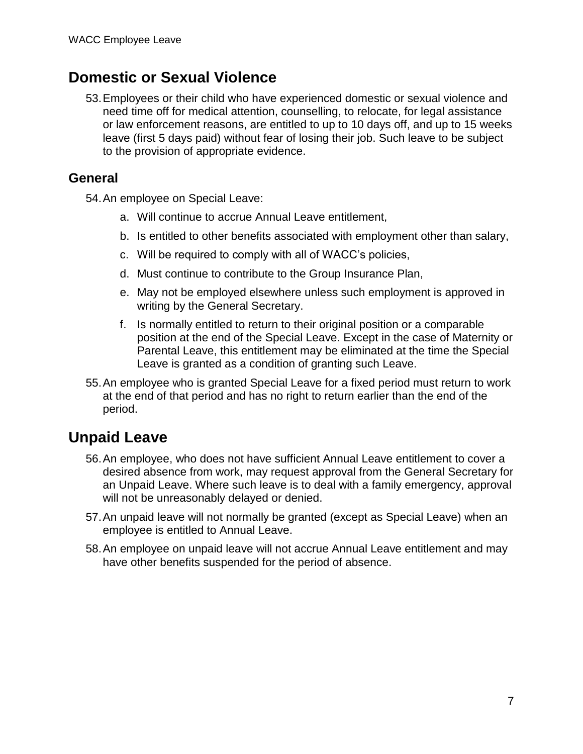## Domestic or Sexual Violence

53. Employees or their child who have experienced domestic or sexual violence and need time off for medical attention, counselling, to relocate, for legal assistance or law enforcement reasons, are entitled to up to 10 days off, and up to 15 weeks leave (first 5 days paid) without fear of losing their job. Such leave to be subject to the provision of appropriate evidence.

### General

54. An employee on Special Leave:
    a. Will continue to accrue Annual Leave entitlement,
    b. Is entitled to other benefits associated with employment other than salary,
    c. Will be required to comply with all of WACC's policies,
    d. Must continue to contribute to the Group Insurance Plan,
    e. May not be employed elsewhere unless such employment is approved in writing by the General Secretary.
    f. Is normally entitled to return to their original position or a comparable position at the end of the Special Leave. Except in the case of Maternity or Parental Leave, this entitlement may be eliminated at the time the Special Leave is granted as a condition of granting such Leave.
55. An employee who is granted Special Leave for a fixed period must return to work at the end of that period and has no right to return earlier than the end of the period.

## Unpaid Leave

56. An employee, who does not have sufficient Annual Leave entitlement to cover a desired absence from work, may request approval from the General Secretary for an Unpaid Leave. Where such leave is to deal with a family emergency, approval will not be unreasonably delayed or denied.
57. An unpaid leave will not normally be granted (except as Special Leave) when an employee is entitled to Annual Leave.
58. An employee on unpaid leave will not accrue Annual Leave entitlement and may have other benefits suspended for the period of absence.